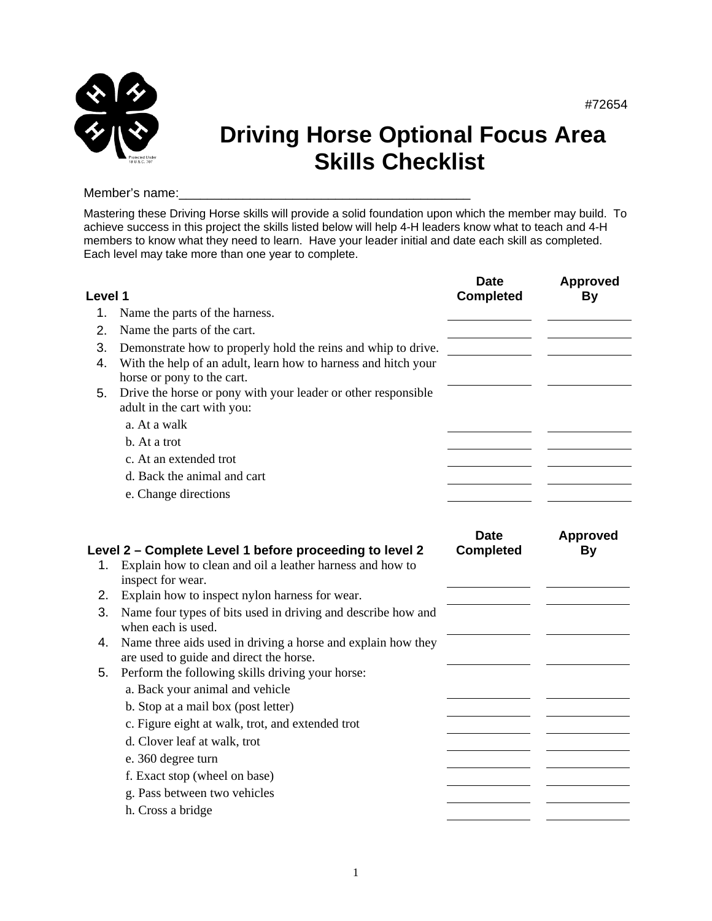#72654

# Driving Horse Optional Focus Area Skills Checklist

Member's name:________________________________________

Mastering these Driving Horse skills will provide a solid foundation upon which the member may build. To achieve success in this project the skills listed below will help 4-H leaders know what to teach and 4-H members to know what they need to learn. Have your leader initial and date each skill as completed. Each level may take more than one year to complete.

| Level 1 | Date Completed | Approved By |
|---|---|---|
| 1. Name the parts of the harness. | | |
| 2. Name the parts of the cart. | | |
| 3. Demonstrate how to properly hold the reins and whip to drive. | | |
| 4. With the help of an adult, learn how to harness and hitch your horse or pony to the cart. | | |
| 5. Drive the horse or pony with your leader or other responsible adult in the cart with you: | | |
| a. At a walk | | |
| b. At a trot | | |
| c. At an extended trot | | |
| d. Back the animal and cart | | |
| e. Change directions | | |

| Level 2 – Complete Level 1 before proceeding to level 2 | Date Completed | Approved By |
|---|---|---|
| 1. Explain how to clean and oil a leather harness and how to inspect for wear. | | |
| 2. Explain how to inspect nylon harness for wear. | | |
| 3. Name four types of bits used in driving and describe how and when each is used. | | |
| 4. Name three aids used in driving a horse and explain how they are used to guide and direct the horse. | | |
| 5. Perform the following skills driving your horse: | | |
| a. Back your animal and vehicle | | |
| b. Stop at a mail box (post letter) | | |
| c. Figure eight at walk, trot, and extended trot | | |
| d. Clover leaf at walk, trot | | |
| e. 360 degree turn | | |
| f. Exact stop (wheel on base) | | |
| g. Pass between two vehicles | | |
| h. Cross a bridge | | |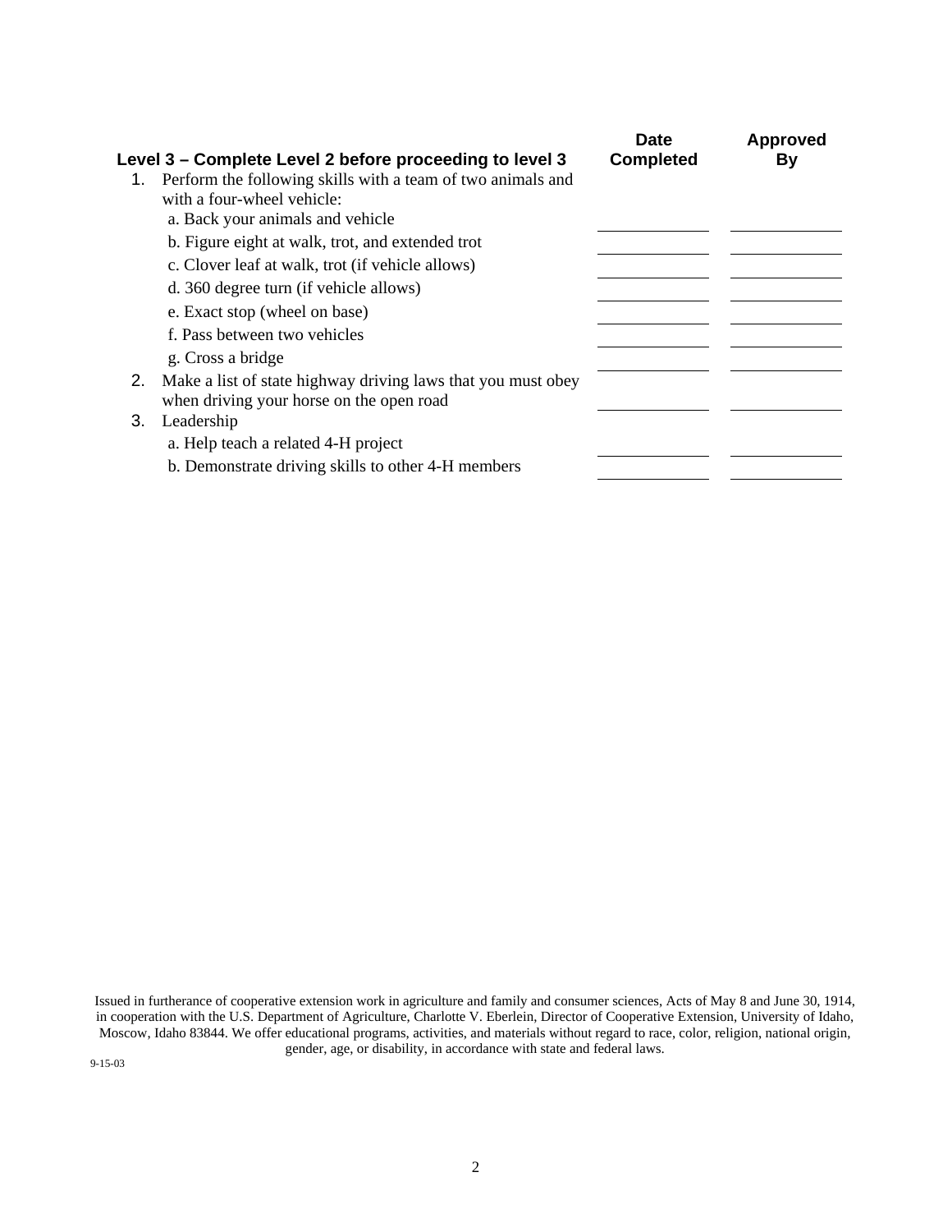| Level 3 – Complete Level 2 before proceeding to level 3 | Date Completed | Approved By |
|---|---|---|
| 1. Perform the following skills with a team of two animals and with a four-wheel vehicle: | | |
| a. Back your animals and vehicle | | |
| b. Figure eight at walk, trot, and extended trot | | |
| c. Clover leaf at walk, trot (if vehicle allows) | | |
| d. 360 degree turn (if vehicle allows) | | |
| e. Exact stop (wheel on base) | | |
| f. Pass between two vehicles | | |
| g. Cross a bridge | | |
| 2. Make a list of state highway driving laws that you must obey when driving your horse on the open road | | |
| 3. Leadership | | |
| a. Help teach a related 4-H project | | |
| b. Demonstrate driving skills to other 4-H members | | |

Issued in furtherance of cooperative extension work in agriculture and family and consumer sciences, Acts of May 8 and June 30, 1914, in cooperation with the U.S. Department of Agriculture, Charlotte V. Eberlein, Director of Cooperative Extension, University of Idaho, Moscow, Idaho 83844. We offer educational programs, activities, and materials without regard to race, color, religion, national origin, gender, age, or disability, in accordance with state and federal laws.

9-15-03